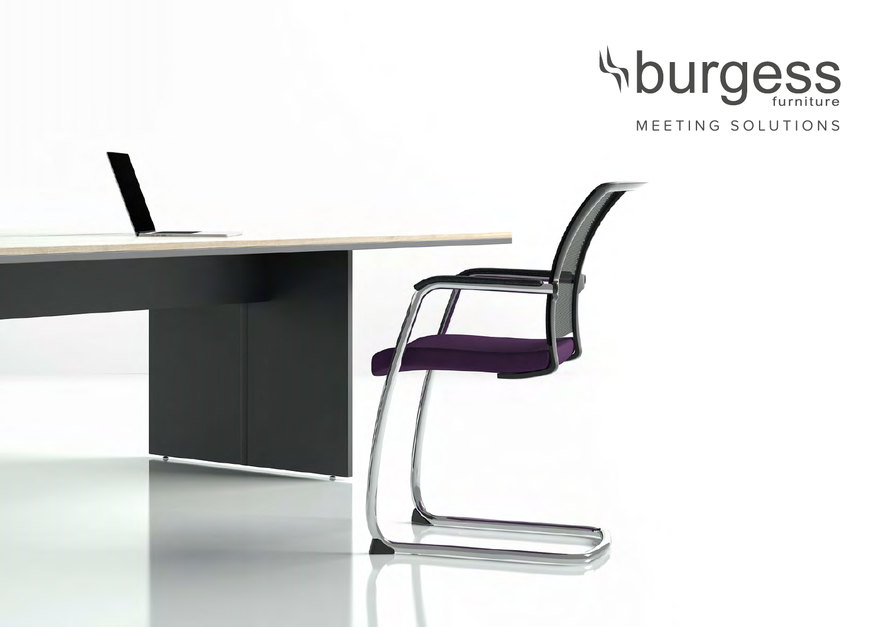burgess
furniture

MEETING SOLUTIONS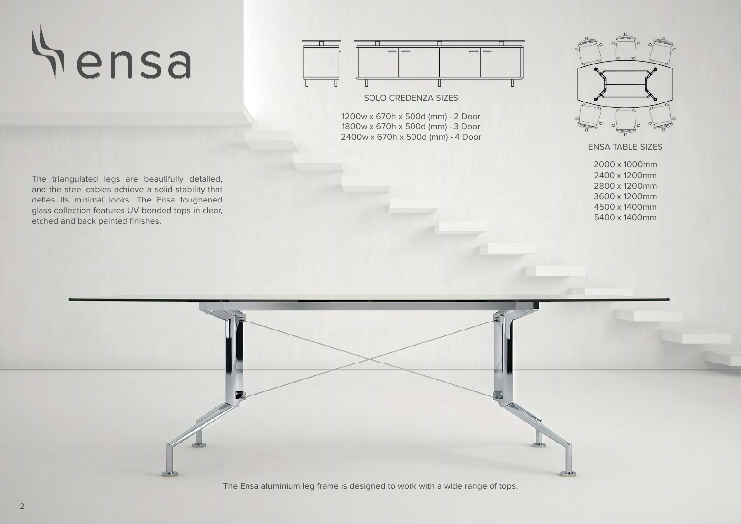# ensa

The triangulated legs are beautifully detailed, and the steel cables achieve a solid stability that defies its minimal looks. The Ensa toughened glass collection features UV bonded tops in clear, etched and back painted finishes.

SOLO CREDENZA SIZES

1200w x 670h x 500d (mm) - 2 Door
1800w x 670h x 500d (mm) - 3 Door
2400w x 670h x 500d (mm) - 4 Door

ENSA TABLE SIZES

2000 x 1000mm
2400 x 1200mm
2800 x 1200mm
3600 x 1200mm
4500 x 1400mm
5400 x 1400mm

The Ensa aluminium leg frame is designed to work with a wide range of tops.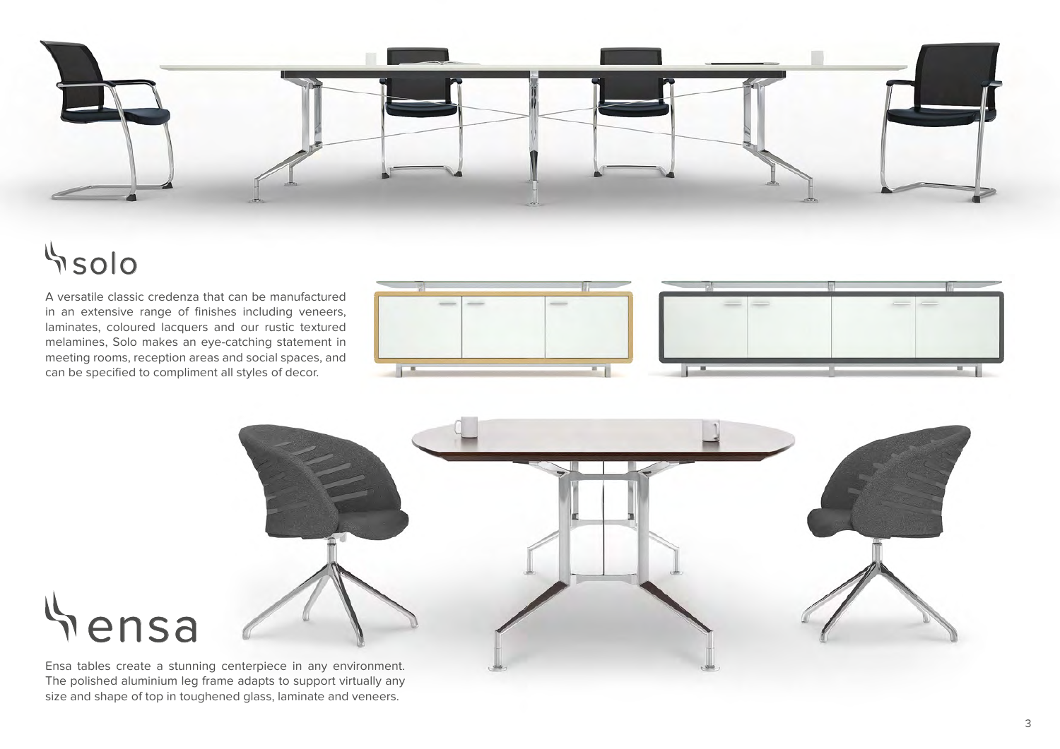## solo

A versatile classic credenza that can be manufactured in an extensive range of finishes including veneers, laminates, coloured lacquers and our rustic textured melamines, Solo makes an eye-catching statement in meeting rooms, reception areas and social spaces, and can be specified to compliment all styles of decor.

## ensa

Ensa tables create a stunning centerpiece in any environment. The polished aluminium leg frame adapts to support virtually any size and shape of top in toughened glass, laminate and veneers.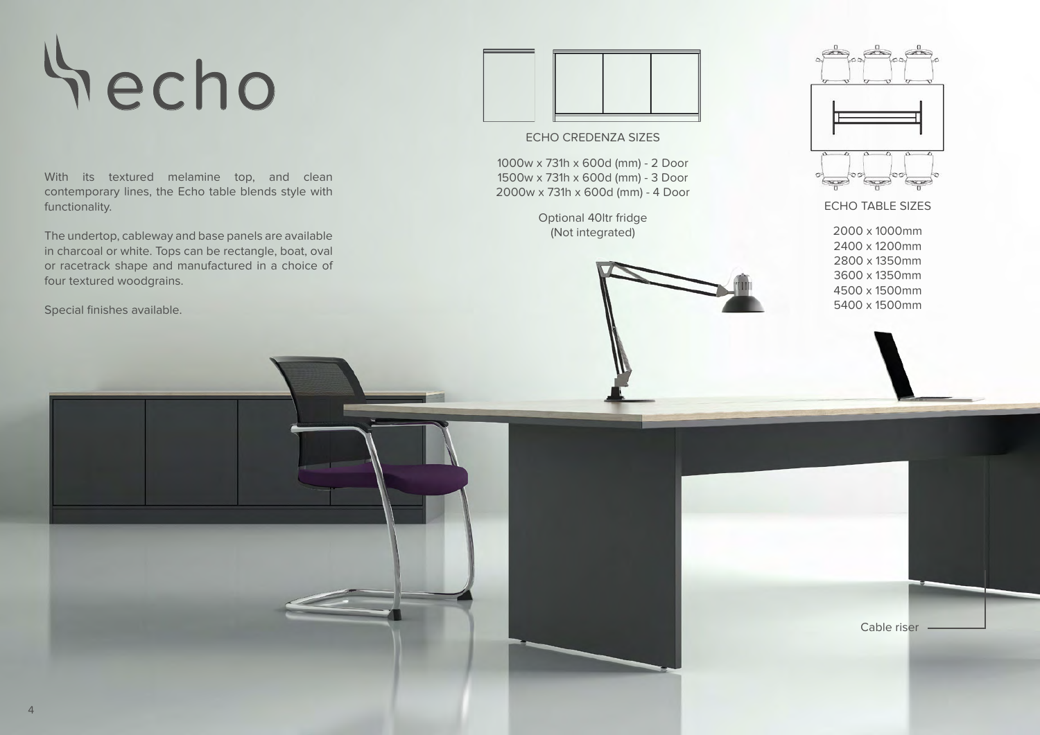# echo

With its textured melamine top, and clean contemporary lines, the Echo table blends style with functionality.

The undertop, cableway and base panels are available in charcoal or white. Tops can be rectangle, boat, oval or racetrack shape and manufactured in a choice of four textured woodgrains.

Special finishes available.

ECHO CREDENZA SIZES

1000w x 731h x 600d (mm) - 2 Door
1500w x 731h x 600d (mm) - 3 Door
2000w x 731h x 600d (mm) - 4 Door

Optional 40ltr fridge
(Not integrated)

ECHO TABLE SIZES

2000 x 1000mm
2400 x 1200mm
2800 x 1350mm
3600 x 1350mm
4500 x 1500mm
5400 x 1500mm

Cable riser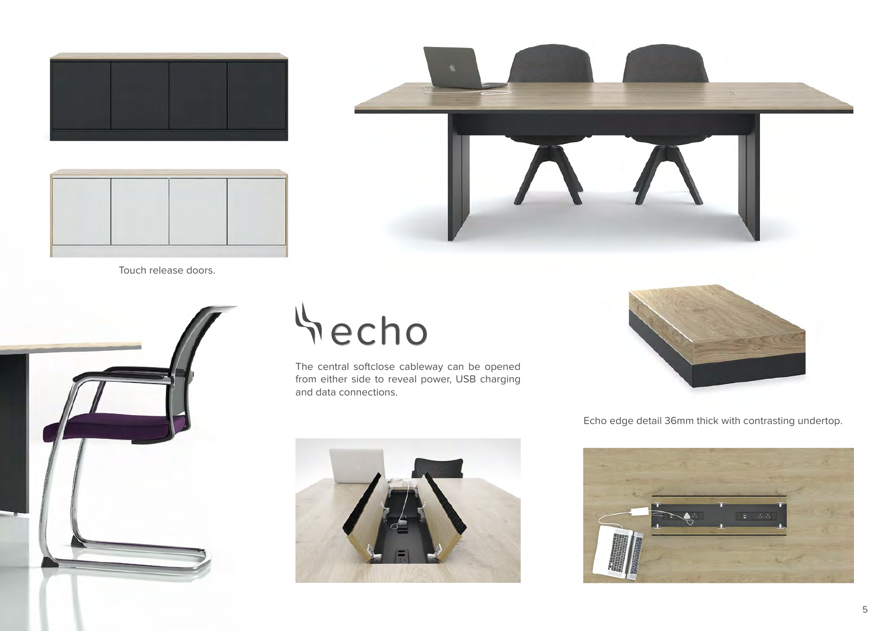Touch release doors.

# echo

The central softclose cableway can be opened from either side to reveal power, USB charging and data connections.

Echo edge detail 36mm thick with contrasting undertop.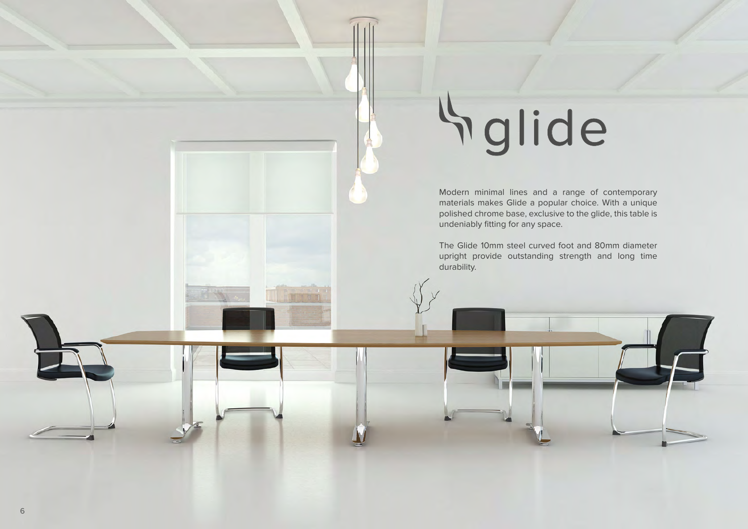# glide

Modern minimal lines and a range of contemporary materials makes Glide a popular choice. With a unique polished chrome base, exclusive to the glide, this table is undeniably fitting for any space.

The Glide 10mm steel curved foot and 80mm diameter upright provide outstanding strength and long time durability.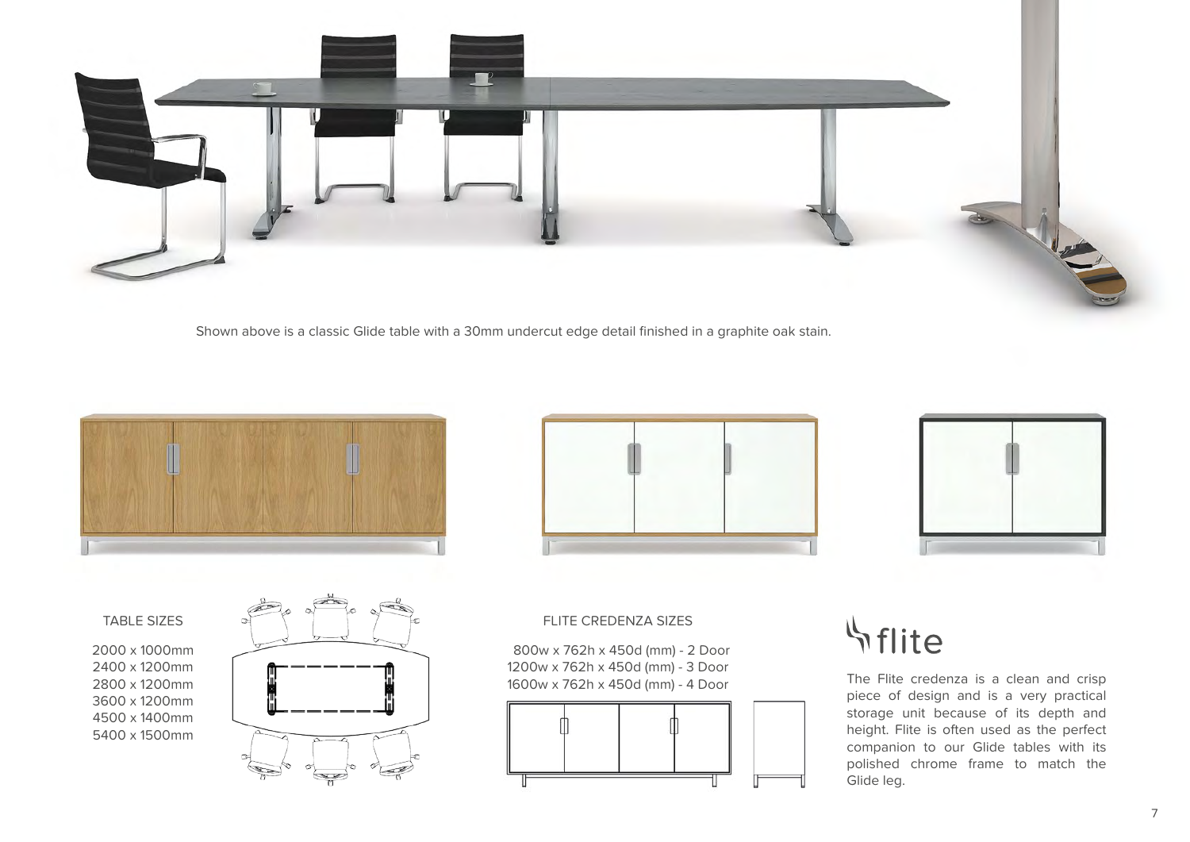Shown above is a classic Glide table with a 30mm undercut edge detail finished in a graphite oak stain.

TABLE SIZES

2000 x 1000mm
2400 x 1200mm
2800 x 1200mm
3600 x 1200mm
4500 x 1400mm
5400 x 1500mm

FLITE CREDENZA SIZES

800w x 762h x 450d (mm) - 2 Door
1200w x 762h x 450d (mm) - 3 Door
1600w x 762h x 450d (mm) - 4 Door

## flite

The Flite credenza is a clean and crisp piece of design and is a very practical storage unit because of its depth and height. Flite is often used as the perfect companion to our Glide tables with its polished chrome frame to match the Glide leg.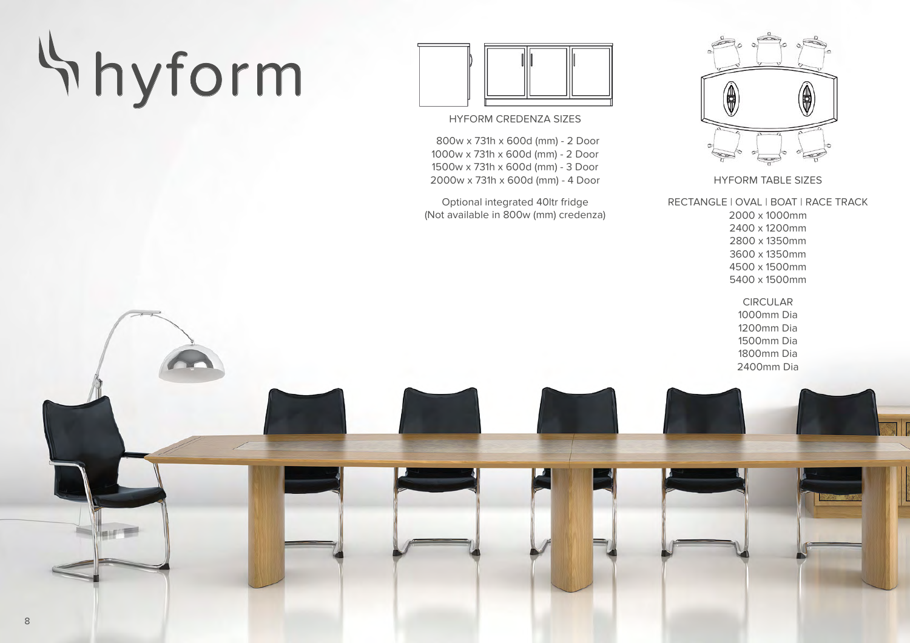# hyform

## HYFORM CREDENZA SIZES

800w x 731h x 600d (mm) - 2 Door
1000w x 731h x 600d (mm) - 2 Door
1500w x 731h x 600d (mm) - 3 Door
2000w x 731h x 600d (mm) - 4 Door

Optional integrated 40ltr fridge
(Not available in 800w (mm) credenza)

## HYFORM TABLE SIZES

RECTANGLE | OVAL | BOAT | RACE TRACK
2000 x 1000mm
2400 x 1200mm
2800 x 1350mm
3600 x 1350mm
4500 x 1500mm
5400 x 1500mm

CIRCULAR
1000mm Dia
1200mm Dia
1500mm Dia
1800mm Dia
2400mm Dia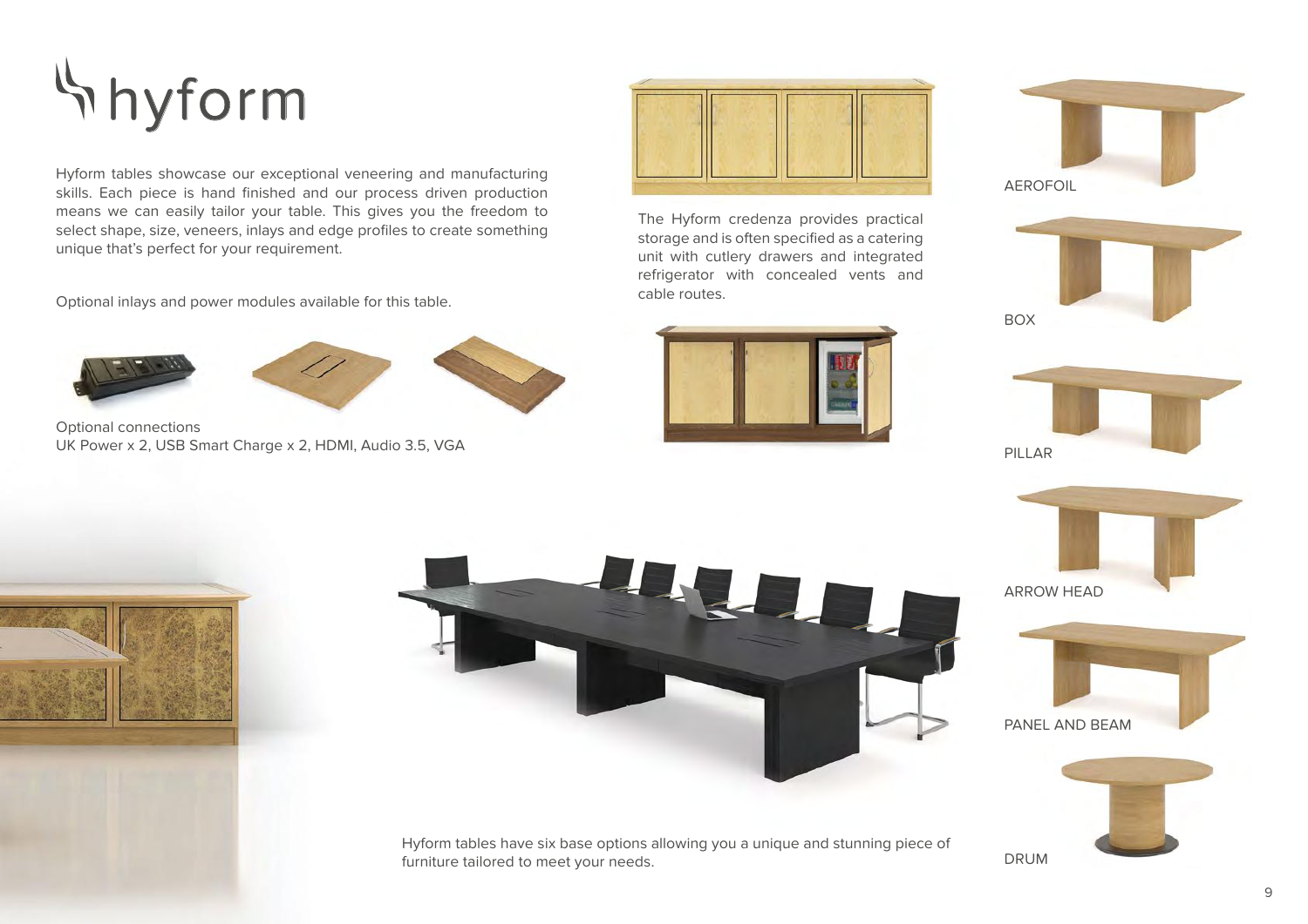# hyform

Hyform tables showcase our exceptional veneering and manufacturing skills. Each piece is hand finished and our process driven production means we can easily tailor your table. This gives you the freedom to select shape, size, veneers, inlays and edge profiles to create something unique that's perfect for your requirement.

Optional inlays and power modules available for this table.

Optional connections
UK Power x 2, USB Smart Charge x 2, HDMI, Audio 3.5, VGA

The Hyform credenza provides practical storage and is often specified as a catering unit with cutlery drawers and integrated refrigerator with concealed vents and cable routes.

Hyform tables have six base options allowing you a unique and stunning piece of furniture tailored to meet your needs.

AEROFOIL

BOX

PILLAR

ARROW HEAD

PANEL AND BEAM

DRUM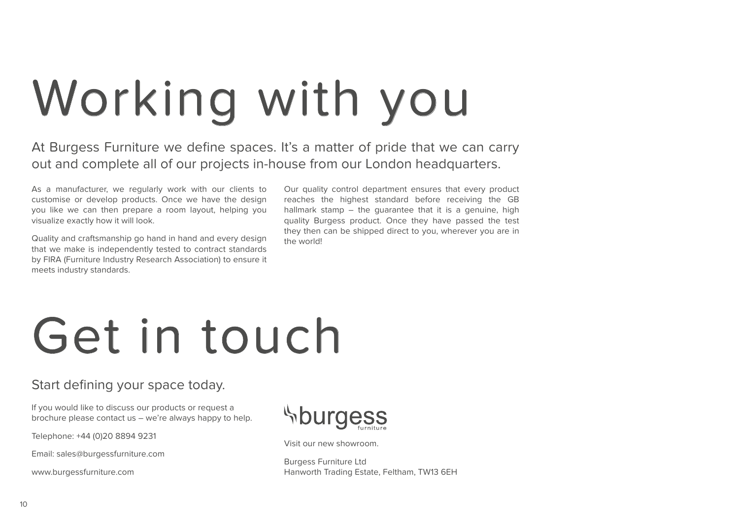# Working with you

## At Burgess Furniture we define spaces. It's a matter of pride that we can carry out and complete all of our projects in-house from our London headquarters.

As a manufacturer, we regularly work with our clients to customise or develop products. Once we have the design you like we can then prepare a room layout, helping you visualize exactly how it will look.

Quality and craftsmanship go hand in hand and every design that we make is independently tested to contract standards by FIRA (Furniture Industry Research Association) to ensure it meets industry standards.

Our quality control department ensures that every product reaches the highest standard before receiving the GB hallmark stamp – the guarantee that it is a genuine, high quality Burgess product. Once they have passed the test they then can be shipped direct to you, wherever you are in the world!

# Get in touch

## Start defining your space today.

If you would like to discuss our products or request a brochure please contact us – we're always happy to help.

Telephone: +44 (0)20 8894 9231

Email: sales@burgessfurniture.com

www.burgessfurniture.com

burgess furniture

Visit our new showroom.

Burgess Furniture Ltd
Hanworth Trading Estate, Feltham, TW13 6EH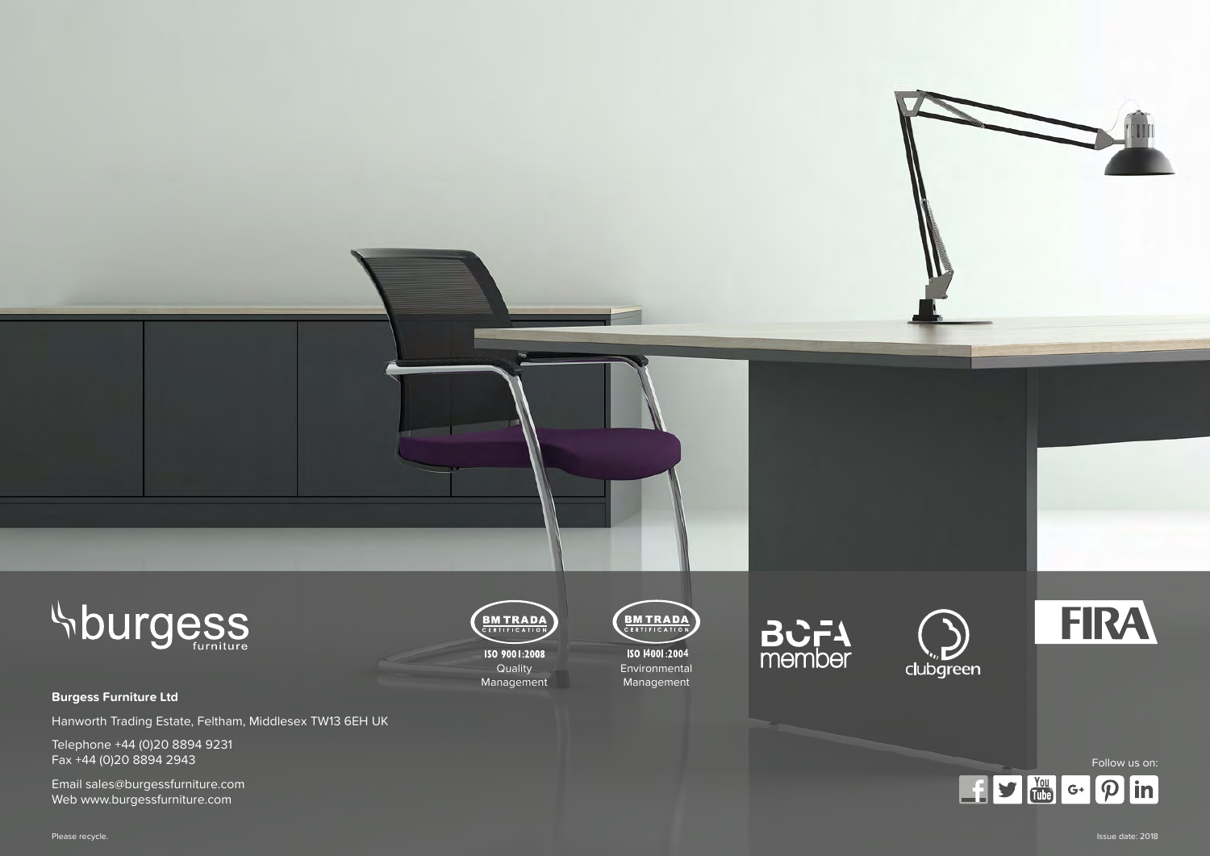burgess furniture

**Burgess Furniture Ltd**

Hanworth Trading Estate, Feltham, Middlesex TW13 6EH UK

Telephone +44 (0)20 8894 9231
Fax +44 (0)20 8894 2943

Email sales@burgessfurniture.com
Web www.burgessfurniture.com

BM TRADA CERTIFICATION
ISO 9001:2008
Quality Management

BM TRADA CERTIFICATION
ISO 14001:2004
Environmental Management

BCFA member

clubgreen

FIRA

Follow us on:

Please recycle.

Issue date: 2018